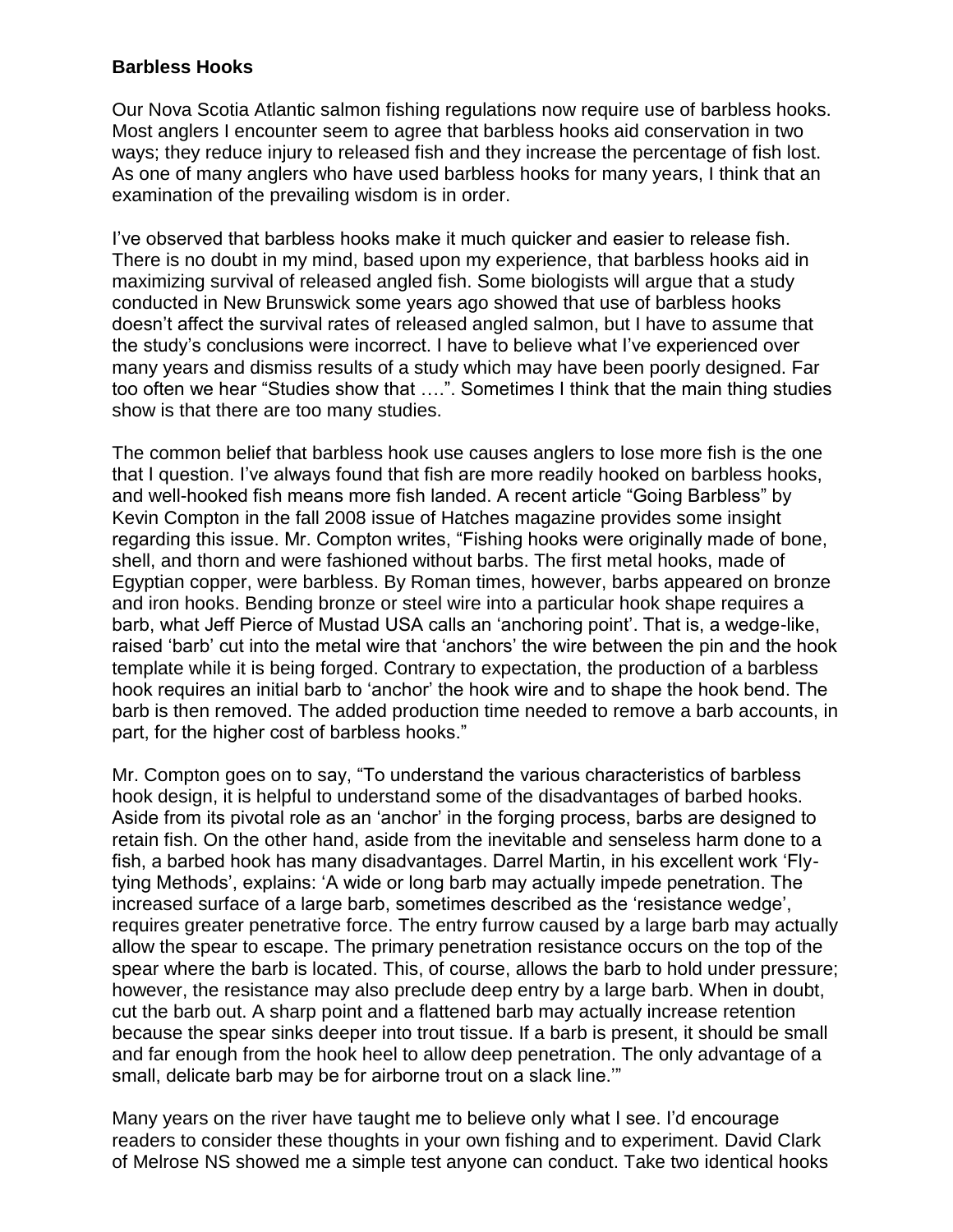**Barbless Hooks**

Our Nova Scotia Atlantic salmon fishing regulations now require use of barbless hooks. Most anglers I encounter seem to agree that barbless hooks aid conservation in two ways; they reduce injury to released fish and they increase the percentage of fish lost. As one of many anglers who have used barbless hooks for many years, I think that an examination of the prevailing wisdom is in order.

I've observed that barbless hooks make it much quicker and easier to release fish. There is no doubt in my mind, based upon my experience, that barbless hooks aid in maximizing survival of released angled fish. Some biologists will argue that a study conducted in New Brunswick some years ago showed that use of barbless hooks doesn't affect the survival rates of released angled salmon, but I have to assume that the study's conclusions were incorrect. I have to believe what I've experienced over many years and dismiss results of a study which may have been poorly designed. Far too often we hear "Studies show that ….". Sometimes I think that the main thing studies show is that there are too many studies.

The common belief that barbless hook use causes anglers to lose more fish is the one that I question. I've always found that fish are more readily hooked on barbless hooks, and well-hooked fish means more fish landed. A recent article "Going Barbless" by Kevin Compton in the fall 2008 issue of Hatches magazine provides some insight regarding this issue. Mr. Compton writes, "Fishing hooks were originally made of bone, shell, and thorn and were fashioned without barbs. The first metal hooks, made of Egyptian copper, were barbless. By Roman times, however, barbs appeared on bronze and iron hooks. Bending bronze or steel wire into a particular hook shape requires a barb, what Jeff Pierce of Mustad USA calls an 'anchoring point'. That is, a wedge-like, raised 'barb' cut into the metal wire that 'anchors' the wire between the pin and the hook template while it is being forged. Contrary to expectation, the production of a barbless hook requires an initial barb to 'anchor' the hook wire and to shape the hook bend. The barb is then removed. The added production time needed to remove a barb accounts, in part, for the higher cost of barbless hooks."

Mr. Compton goes on to say, "To understand the various characteristics of barbless hook design, it is helpful to understand some of the disadvantages of barbed hooks. Aside from its pivotal role as an 'anchor' in the forging process, barbs are designed to retain fish. On the other hand, aside from the inevitable and senseless harm done to a fish, a barbed hook has many disadvantages. Darrel Martin, in his excellent work 'Fly-tying Methods', explains: 'A wide or long barb may actually impede penetration. The increased surface of a large barb, sometimes described as the 'resistance wedge', requires greater penetrative force. The entry furrow caused by a large barb may actually allow the spear to escape. The primary penetration resistance occurs on the top of the spear where the barb is located. This, of course, allows the barb to hold under pressure; however, the resistance may also preclude deep entry by a large barb. When in doubt, cut the barb out. A sharp point and a flattened barb may actually increase retention because the spear sinks deeper into trout tissue. If a barb is present, it should be small and far enough from the hook heel to allow deep penetration. The only advantage of a small, delicate barb may be for airborne trout on a slack line.'"

Many years on the river have taught me to believe only what I see. I'd encourage readers to consider these thoughts in your own fishing and to experiment. David Clark of Melrose NS showed me a simple test anyone can conduct. Take two identical hooks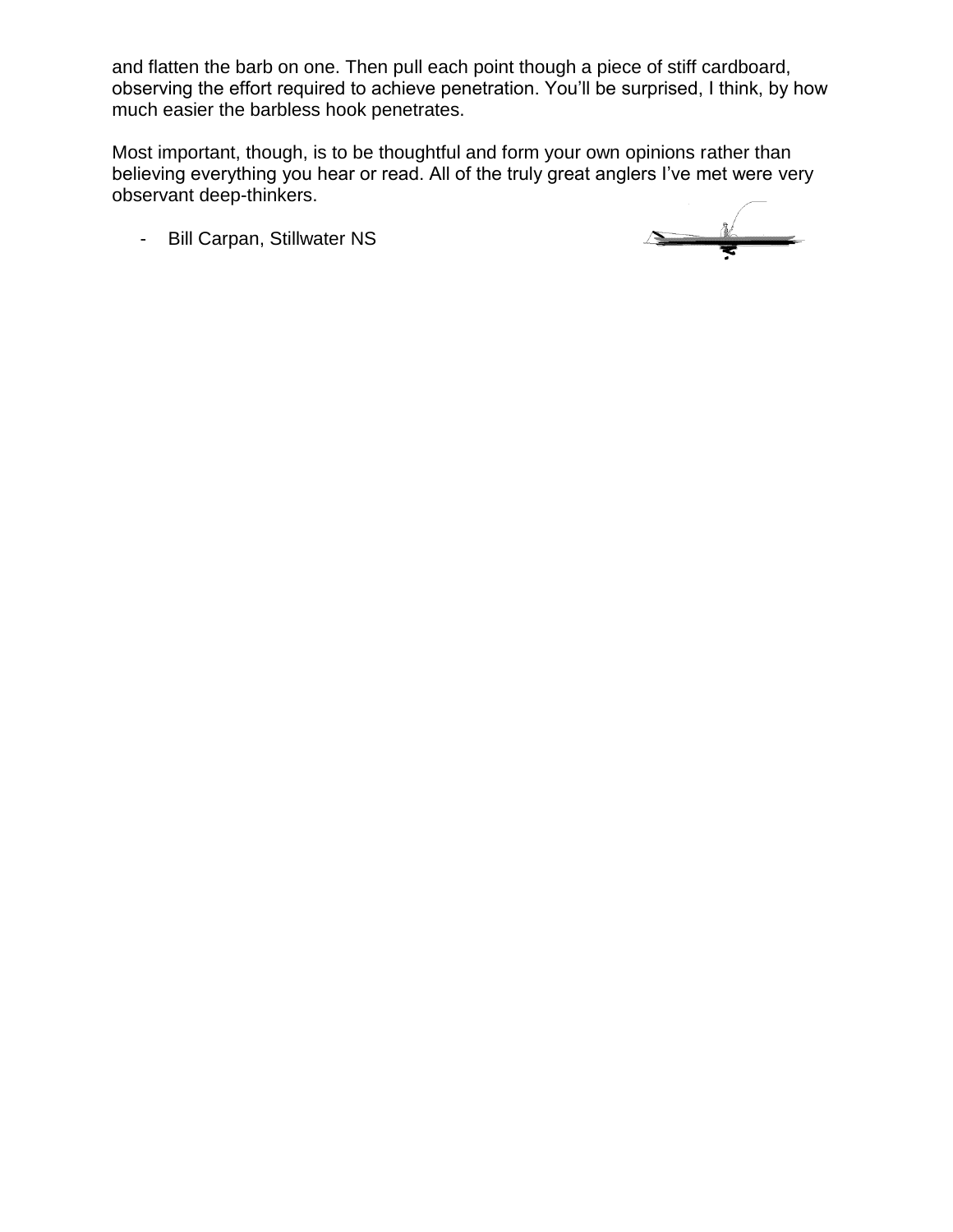and flatten the barb on one. Then pull each point though a piece of stiff cardboard, observing the effort required to achieve penetration. You'll be surprised, I think, by how much easier the barbless hook penetrates.

Most important, though, is to be thoughtful and form your own opinions rather than believing everything you hear or read. All of the truly great anglers I've met were very observant deep-thinkers.

- Bill Carpan, Stillwater NS